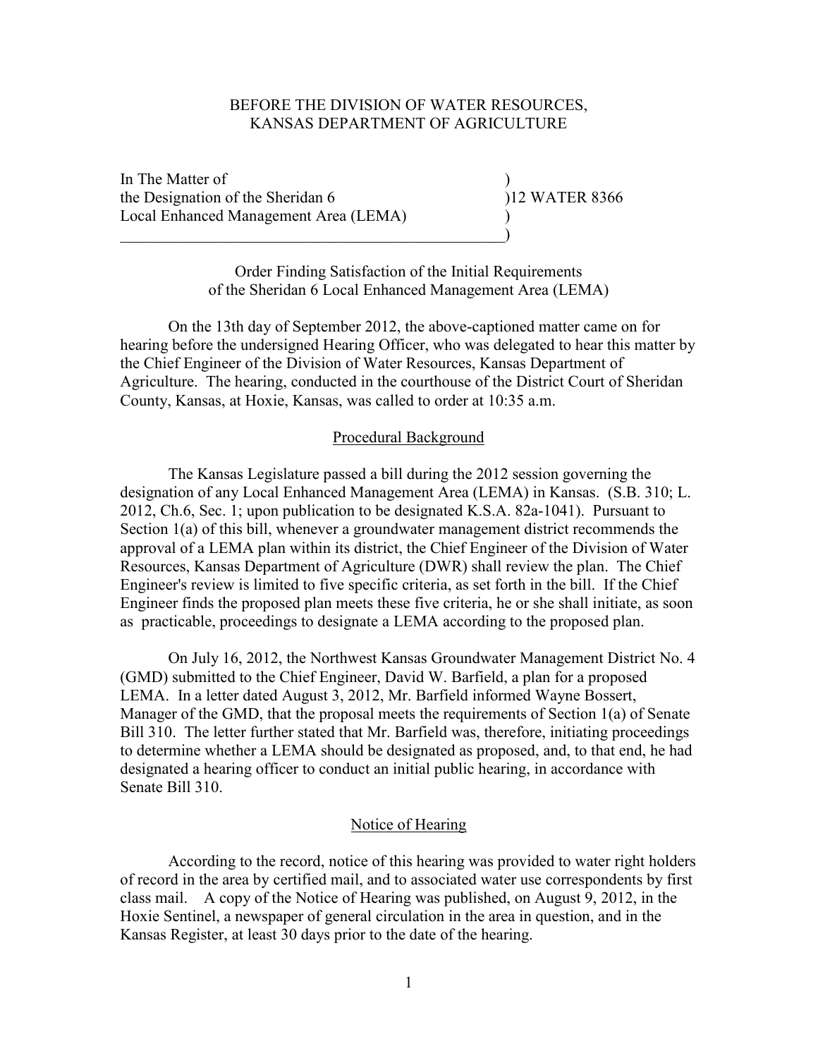BEFORE THE DIVISION OF WATER RESOURCES,
KANSAS DEPARTMENT OF AGRICULTURE

In The Matter of )
the Designation of the Sheridan 6 )12 WATER 8366
Local Enhanced Management Area (LEMA) )
\_\_\_\_\_\_\_\_\_\_\_\_\_\_\_\_\_\_\_\_\_\_\_\_\_\_\_\_\_\_\_\_\_\_\_\_\_\_\_\_\_\_\_\_\_\_\_\_\_\_)

Order Finding Satisfaction of the Initial Requirements
of the Sheridan 6 Local Enhanced Management Area (LEMA)

On the 13th day of September 2012, the above-captioned matter came on for hearing before the undersigned Hearing Officer, who was delegated to hear this matter by the Chief Engineer of the Division of Water Resources, Kansas Department of Agriculture. The hearing, conducted in the courthouse of the District Court of Sheridan County, Kansas, at Hoxie, Kansas, was called to order at 10:35 a.m.

## Procedural Background

The Kansas Legislature passed a bill during the 2012 session governing the designation of any Local Enhanced Management Area (LEMA) in Kansas. (S.B. 310; L. 2012, Ch.6, Sec. 1; upon publication to be designated K.S.A. 82a-1041). Pursuant to Section 1(a) of this bill, whenever a groundwater management district recommends the approval of a LEMA plan within its district, the Chief Engineer of the Division of Water Resources, Kansas Department of Agriculture (DWR) shall review the plan. The Chief Engineer's review is limited to five specific criteria, as set forth in the bill. If the Chief Engineer finds the proposed plan meets these five criteria, he or she shall initiate, as soon as practicable, proceedings to designate a LEMA according to the proposed plan.

On July 16, 2012, the Northwest Kansas Groundwater Management District No. 4 (GMD) submitted to the Chief Engineer, David W. Barfield, a plan for a proposed LEMA. In a letter dated August 3, 2012, Mr. Barfield informed Wayne Bossert, Manager of the GMD, that the proposal meets the requirements of Section 1(a) of Senate Bill 310. The letter further stated that Mr. Barfield was, therefore, initiating proceedings to determine whether a LEMA should be designated as proposed, and, to that end, he had designated a hearing officer to conduct an initial public hearing, in accordance with Senate Bill 310.

## Notice of Hearing

According to the record, notice of this hearing was provided to water right holders of record in the area by certified mail, and to associated water use correspondents by first class mail. A copy of the Notice of Hearing was published, on August 9, 2012, in the Hoxie Sentinel, a newspaper of general circulation in the area in question, and in the Kansas Register, at least 30 days prior to the date of the hearing.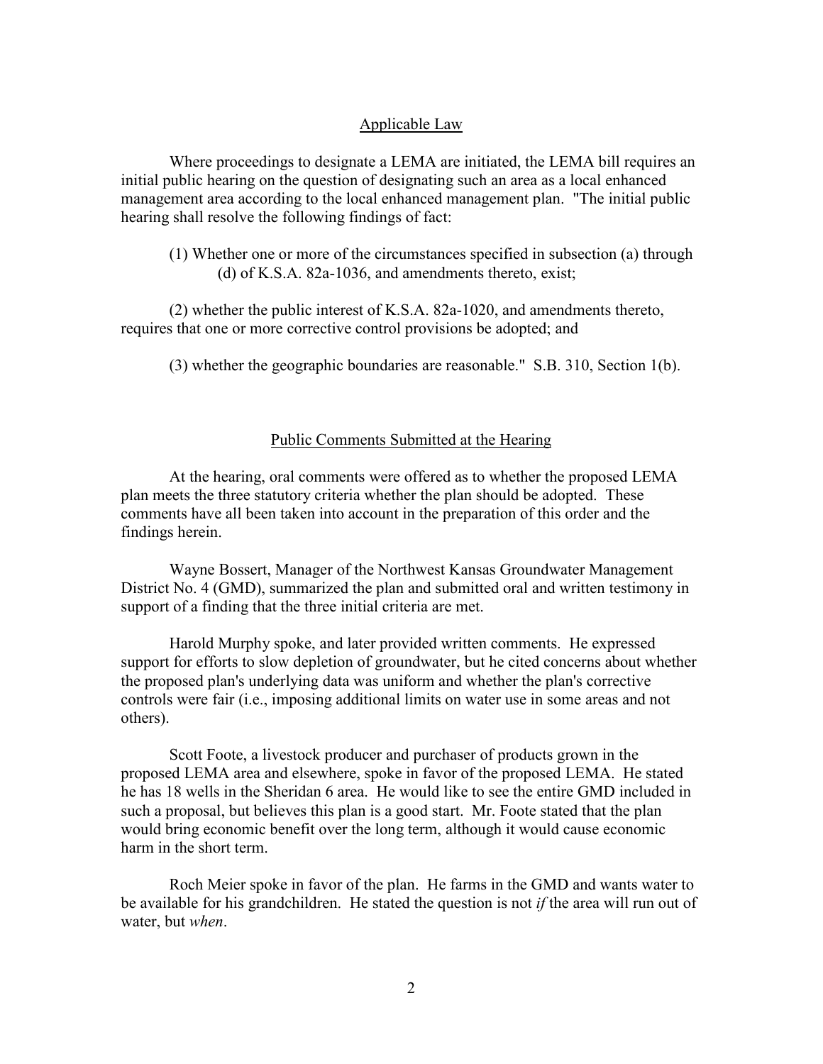## Applicable Law

Where proceedings to designate a LEMA are initiated, the LEMA bill requires an initial public hearing on the question of designating such an area as a local enhanced management area according to the local enhanced management plan. "The initial public hearing shall resolve the following findings of fact:

(1) Whether one or more of the circumstances specified in subsection (a) through (d) of K.S.A. 82a-1036, and amendments thereto, exist;

(2) whether the public interest of K.S.A. 82a-1020, and amendments thereto, requires that one or more corrective control provisions be adopted; and

(3) whether the geographic boundaries are reasonable." S.B. 310, Section 1(b).

## Public Comments Submitted at the Hearing

At the hearing, oral comments were offered as to whether the proposed LEMA plan meets the three statutory criteria whether the plan should be adopted. These comments have all been taken into account in the preparation of this order and the findings herein.

Wayne Bossert, Manager of the Northwest Kansas Groundwater Management District No. 4 (GMD), summarized the plan and submitted oral and written testimony in support of a finding that the three initial criteria are met.

Harold Murphy spoke, and later provided written comments. He expressed support for efforts to slow depletion of groundwater, but he cited concerns about whether the proposed plan's underlying data was uniform and whether the plan's corrective controls were fair (i.e., imposing additional limits on water use in some areas and not others).

Scott Foote, a livestock producer and purchaser of products grown in the proposed LEMA area and elsewhere, spoke in favor of the proposed LEMA. He stated he has 18 wells in the Sheridan 6 area. He would like to see the entire GMD included in such a proposal, but believes this plan is a good start. Mr. Foote stated that the plan would bring economic benefit over the long term, although it would cause economic harm in the short term.

Roch Meier spoke in favor of the plan. He farms in the GMD and wants water to be available for his grandchildren. He stated the question is not *if* the area will run out of water, but *when*.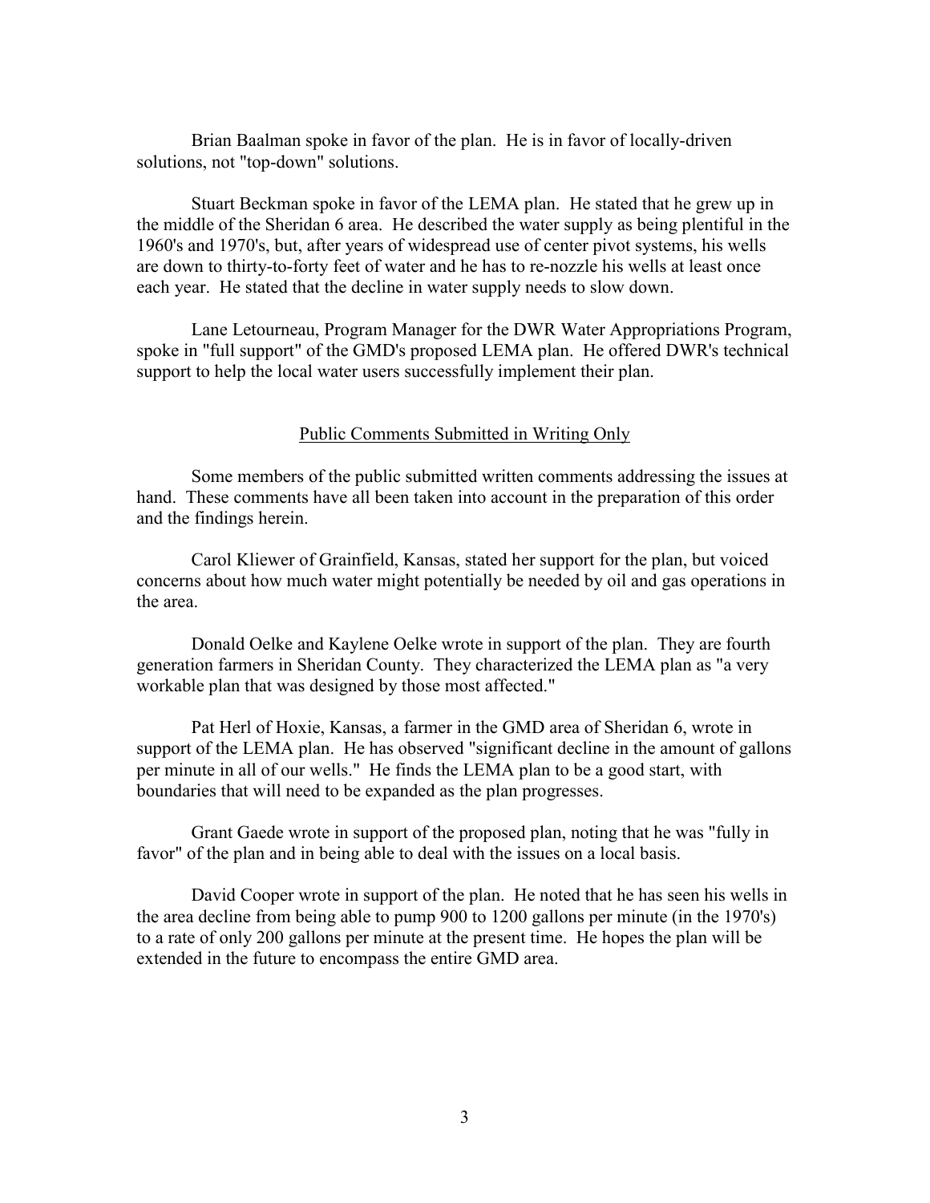Brian Baalman spoke in favor of the plan. He is in favor of locally-driven solutions, not "top-down" solutions.

Stuart Beckman spoke in favor of the LEMA plan. He stated that he grew up in the middle of the Sheridan 6 area. He described the water supply as being plentiful in the 1960's and 1970's, but, after years of widespread use of center pivot systems, his wells are down to thirty-to-forty feet of water and he has to re-nozzle his wells at least once each year. He stated that the decline in water supply needs to slow down.

Lane Letourneau, Program Manager for the DWR Water Appropriations Program, spoke in "full support" of the GMD's proposed LEMA plan. He offered DWR's technical support to help the local water users successfully implement their plan.

## Public Comments Submitted in Writing Only

Some members of the public submitted written comments addressing the issues at hand. These comments have all been taken into account in the preparation of this order and the findings herein.

Carol Kliewer of Grainfield, Kansas, stated her support for the plan, but voiced concerns about how much water might potentially be needed by oil and gas operations in the area.

Donald Oelke and Kaylene Oelke wrote in support of the plan. They are fourth generation farmers in Sheridan County. They characterized the LEMA plan as "a very workable plan that was designed by those most affected."

Pat Herl of Hoxie, Kansas, a farmer in the GMD area of Sheridan 6, wrote in support of the LEMA plan. He has observed "significant decline in the amount of gallons per minute in all of our wells." He finds the LEMA plan to be a good start, with boundaries that will need to be expanded as the plan progresses.

Grant Gaede wrote in support of the proposed plan, noting that he was "fully in favor" of the plan and in being able to deal with the issues on a local basis.

David Cooper wrote in support of the plan. He noted that he has seen his wells in the area decline from being able to pump 900 to 1200 gallons per minute (in the 1970's) to a rate of only 200 gallons per minute at the present time. He hopes the plan will be extended in the future to encompass the entire GMD area.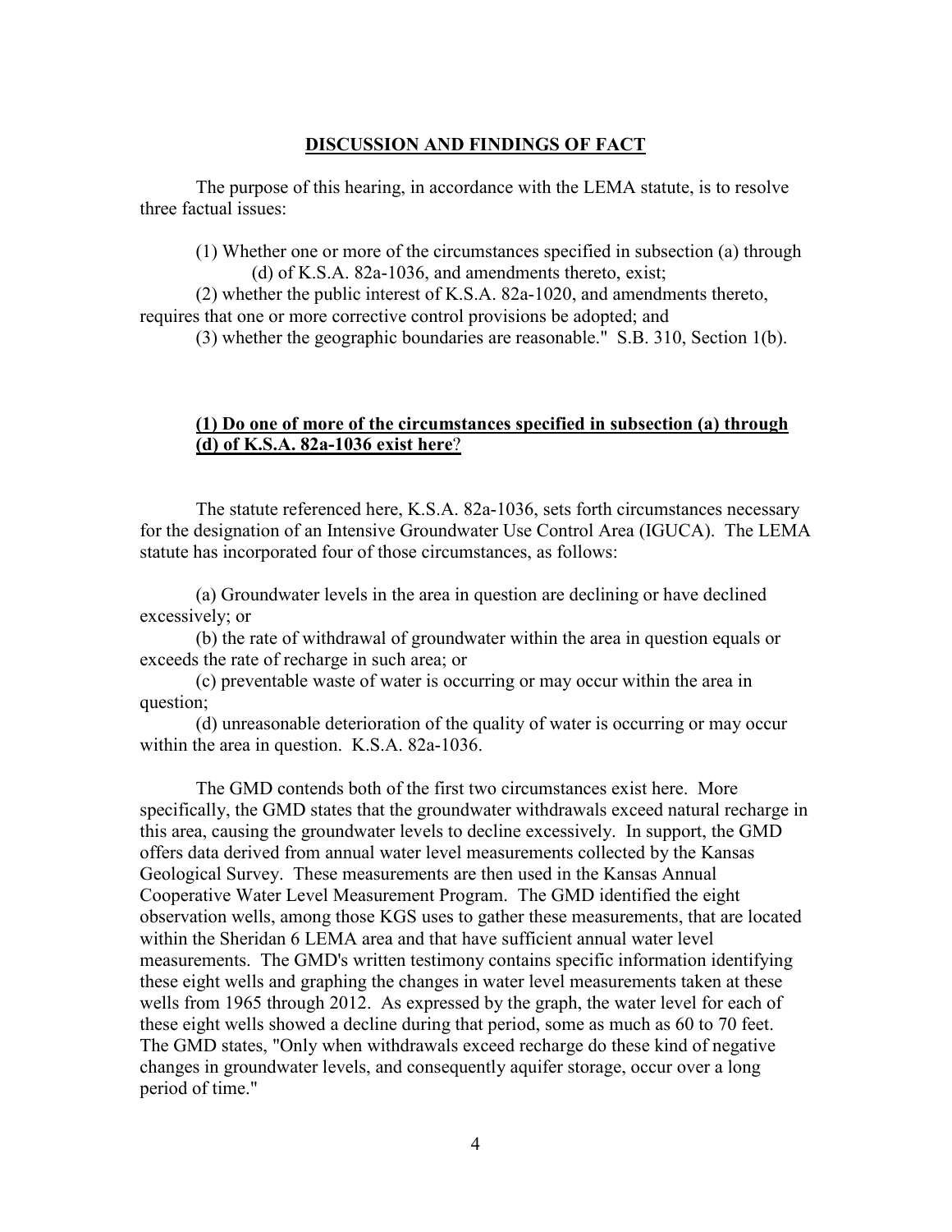## DISCUSSION AND FINDINGS OF FACT

The purpose of this hearing, in accordance with the LEMA statute, is to resolve three factual issues:

(1) Whether one or more of the circumstances specified in subsection (a) through (d) of K.S.A. 82a-1036, and amendments thereto, exist;

(2) whether the public interest of K.S.A. 82a-1020, and amendments thereto, requires that one or more corrective control provisions be adopted; and

(3) whether the geographic boundaries are reasonable." S.B. 310, Section 1(b).

### (1) Do one of more of the circumstances specified in subsection (a) through (d) of K.S.A. 82a-1036 exist here?

The statute referenced here, K.S.A. 82a-1036, sets forth circumstances necessary for the designation of an Intensive Groundwater Use Control Area (IGUCA). The LEMA statute has incorporated four of those circumstances, as follows:

(a) Groundwater levels in the area in question are declining or have declined excessively; or

(b) the rate of withdrawal of groundwater within the area in question equals or exceeds the rate of recharge in such area; or

(c) preventable waste of water is occurring or may occur within the area in question;

(d) unreasonable deterioration of the quality of water is occurring or may occur within the area in question. K.S.A. 82a-1036.

The GMD contends both of the first two circumstances exist here. More specifically, the GMD states that the groundwater withdrawals exceed natural recharge in this area, causing the groundwater levels to decline excessively. In support, the GMD offers data derived from annual water level measurements collected by the Kansas Geological Survey. These measurements are then used in the Kansas Annual Cooperative Water Level Measurement Program. The GMD identified the eight observation wells, among those KGS uses to gather these measurements, that are located within the Sheridan 6 LEMA area and that have sufficient annual water level measurements. The GMD's written testimony contains specific information identifying these eight wells and graphing the changes in water level measurements taken at these wells from 1965 through 2012. As expressed by the graph, the water level for each of these eight wells showed a decline during that period, some as much as 60 to 70 feet. The GMD states, "Only when withdrawals exceed recharge do these kind of negative changes in groundwater levels, and consequently aquifer storage, occur over a long period of time."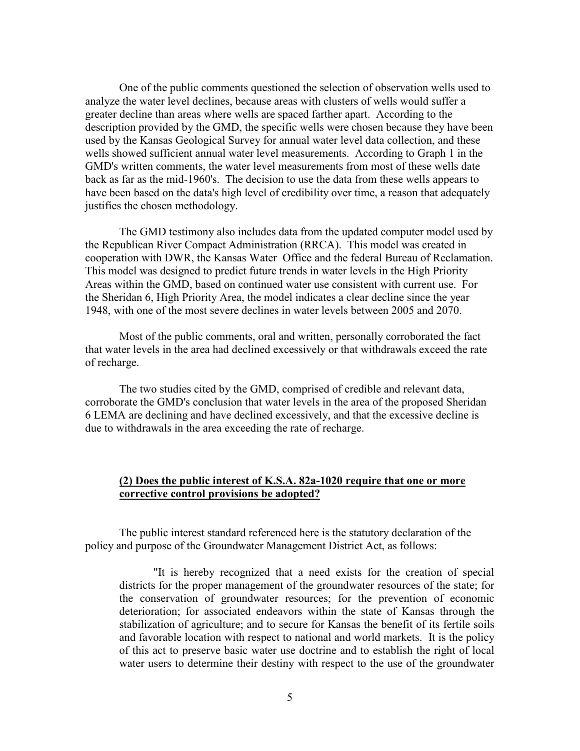One of the public comments questioned the selection of observation wells used to analyze the water level declines, because areas with clusters of wells would suffer a greater decline than areas where wells are spaced farther apart. According to the description provided by the GMD, the specific wells were chosen because they have been used by the Kansas Geological Survey for annual water level data collection, and these wells showed sufficient annual water level measurements. According to Graph 1 in the GMD's written comments, the water level measurements from most of these wells date back as far as the mid-1960's. The decision to use the data from these wells appears to have been based on the data's high level of credibility over time, a reason that adequately justifies the chosen methodology.

The GMD testimony also includes data from the updated computer model used by the Republican River Compact Administration (RRCA). This model was created in cooperation with DWR, the Kansas Water Office and the federal Bureau of Reclamation. This model was designed to predict future trends in water levels in the High Priority Areas within the GMD, based on continued water use consistent with current use. For the Sheridan 6, High Priority Area, the model indicates a clear decline since the year 1948, with one of the most severe declines in water levels between 2005 and 2070.

Most of the public comments, oral and written, personally corroborated the fact that water levels in the area had declined excessively or that withdrawals exceed the rate of recharge.

The two studies cited by the GMD, comprised of credible and relevant data, corroborate the GMD's conclusion that water levels in the area of the proposed Sheridan 6 LEMA are declining and have declined excessively, and that the excessive decline is due to withdrawals in the area exceeding the rate of recharge.

**(2) Does the public interest of K.S.A. 82a-1020 require that one or more corrective control provisions be adopted?**

The public interest standard referenced here is the statutory declaration of the policy and purpose of the Groundwater Management District Act, as follows:

> "It is hereby recognized that a need exists for the creation of special districts for the proper management of the groundwater resources of the state; for the conservation of groundwater resources; for the prevention of economic deterioration; for associated endeavors within the state of Kansas through the stabilization of agriculture; and to secure for Kansas the benefit of its fertile soils and favorable location with respect to national and world markets. It is the policy of this act to preserve basic water use doctrine and to establish the right of local water users to determine their destiny with respect to the use of the groundwater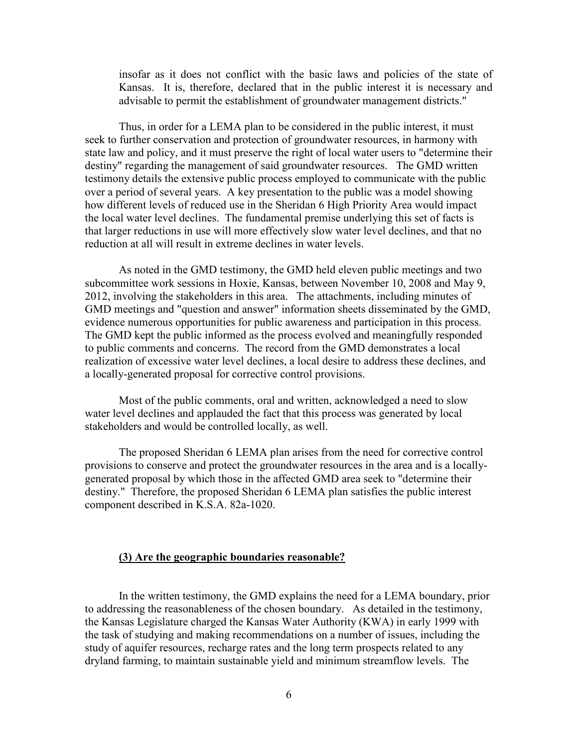> insofar as it does not conflict with the basic laws and policies of the state of Kansas. It is, therefore, declared that in the public interest it is necessary and advisable to permit the establishment of groundwater management districts."

Thus, in order for a LEMA plan to be considered in the public interest, it must seek to further conservation and protection of groundwater resources, in harmony with state law and policy, and it must preserve the right of local water users to "determine their destiny" regarding the management of said groundwater resources. The GMD written testimony details the extensive public process employed to communicate with the public over a period of several years. A key presentation to the public was a model showing how different levels of reduced use in the Sheridan 6 High Priority Area would impact the local water level declines. The fundamental premise underlying this set of facts is that larger reductions in use will more effectively slow water level declines, and that no reduction at all will result in extreme declines in water levels.

As noted in the GMD testimony, the GMD held eleven public meetings and two subcommittee work sessions in Hoxie, Kansas, between November 10, 2008 and May 9, 2012, involving the stakeholders in this area. The attachments, including minutes of GMD meetings and "question and answer" information sheets disseminated by the GMD, evidence numerous opportunities for public awareness and participation in this process. The GMD kept the public informed as the process evolved and meaningfully responded to public comments and concerns. The record from the GMD demonstrates a local realization of excessive water level declines, a local desire to address these declines, and a locally-generated proposal for corrective control provisions.

Most of the public comments, oral and written, acknowledged a need to slow water level declines and applauded the fact that this process was generated by local stakeholders and would be controlled locally, as well.

The proposed Sheridan 6 LEMA plan arises from the need for corrective control provisions to conserve and protect the groundwater resources in the area and is a locally-generated proposal by which those in the affected GMD area seek to "determine their destiny." Therefore, the proposed Sheridan 6 LEMA plan satisfies the public interest component described in K.S.A. 82a-1020.

**(3) Are the geographic boundaries reasonable?**

In the written testimony, the GMD explains the need for a LEMA boundary, prior to addressing the reasonableness of the chosen boundary. As detailed in the testimony, the Kansas Legislature charged the Kansas Water Authority (KWA) in early 1999 with the task of studying and making recommendations on a number of issues, including the study of aquifer resources, recharge rates and the long term prospects related to any dryland farming, to maintain sustainable yield and minimum streamflow levels. The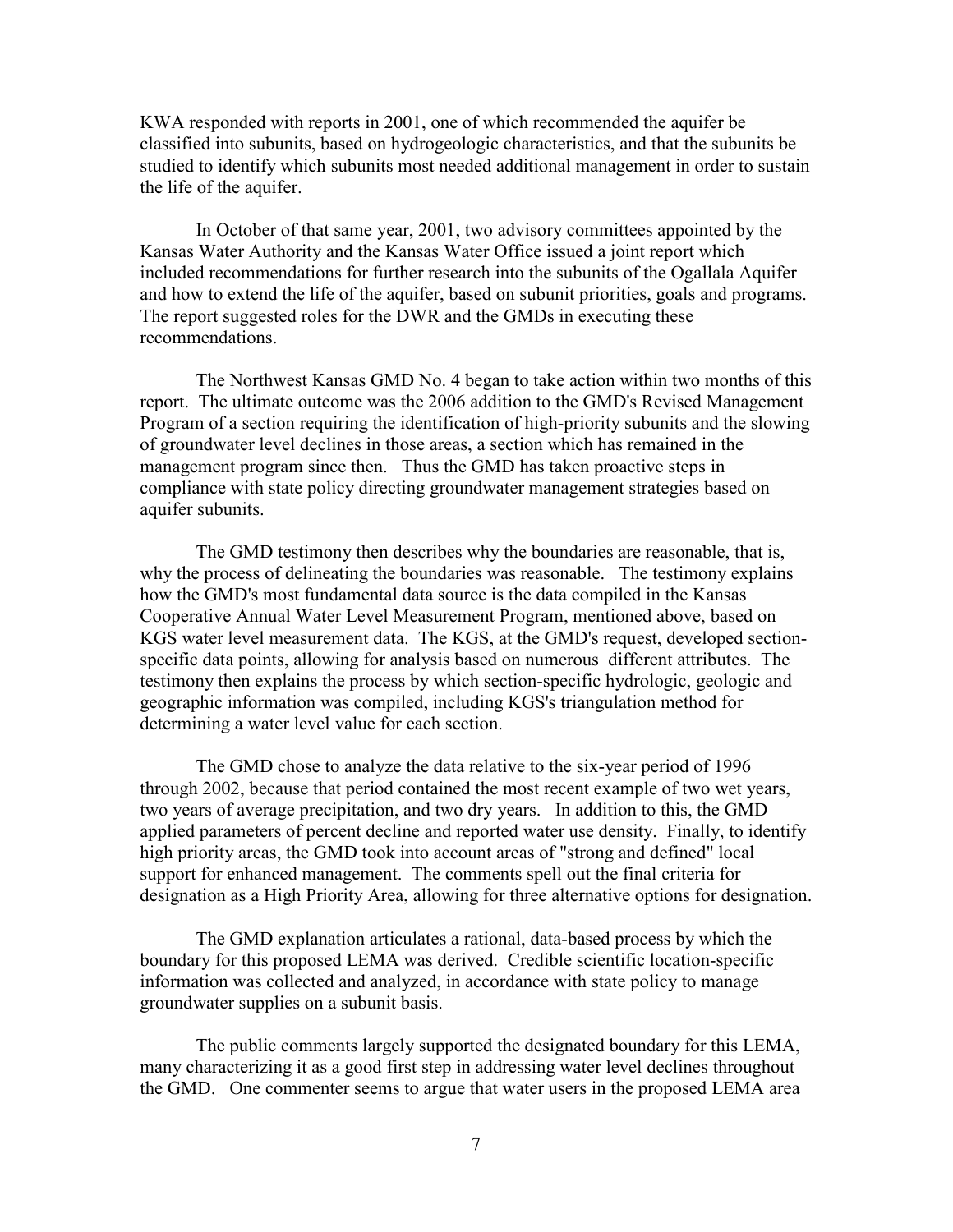KWA responded with reports in 2001, one of which recommended the aquifer be classified into subunits, based on hydrogeologic characteristics, and that the subunits be studied to identify which subunits most needed additional management in order to sustain the life of the aquifer.

In October of that same year, 2001, two advisory committees appointed by the Kansas Water Authority and the Kansas Water Office issued a joint report which included recommendations for further research into the subunits of the Ogallala Aquifer and how to extend the life of the aquifer, based on subunit priorities, goals and programs. The report suggested roles for the DWR and the GMDs in executing these recommendations.

The Northwest Kansas GMD No. 4 began to take action within two months of this report. The ultimate outcome was the 2006 addition to the GMD's Revised Management Program of a section requiring the identification of high-priority subunits and the slowing of groundwater level declines in those areas, a section which has remained in the management program since then. Thus the GMD has taken proactive steps in compliance with state policy directing groundwater management strategies based on aquifer subunits.

The GMD testimony then describes why the boundaries are reasonable, that is, why the process of delineating the boundaries was reasonable. The testimony explains how the GMD's most fundamental data source is the data compiled in the Kansas Cooperative Annual Water Level Measurement Program, mentioned above, based on KGS water level measurement data. The KGS, at the GMD's request, developed section-specific data points, allowing for analysis based on numerous different attributes. The testimony then explains the process by which section-specific hydrologic, geologic and geographic information was compiled, including KGS's triangulation method for determining a water level value for each section.

The GMD chose to analyze the data relative to the six-year period of 1996 through 2002, because that period contained the most recent example of two wet years, two years of average precipitation, and two dry years. In addition to this, the GMD applied parameters of percent decline and reported water use density. Finally, to identify high priority areas, the GMD took into account areas of "strong and defined" local support for enhanced management. The comments spell out the final criteria for designation as a High Priority Area, allowing for three alternative options for designation.

The GMD explanation articulates a rational, data-based process by which the boundary for this proposed LEMA was derived. Credible scientific location-specific information was collected and analyzed, in accordance with state policy to manage groundwater supplies on a subunit basis.

The public comments largely supported the designated boundary for this LEMA, many characterizing it as a good first step in addressing water level declines throughout the GMD. One commenter seems to argue that water users in the proposed LEMA area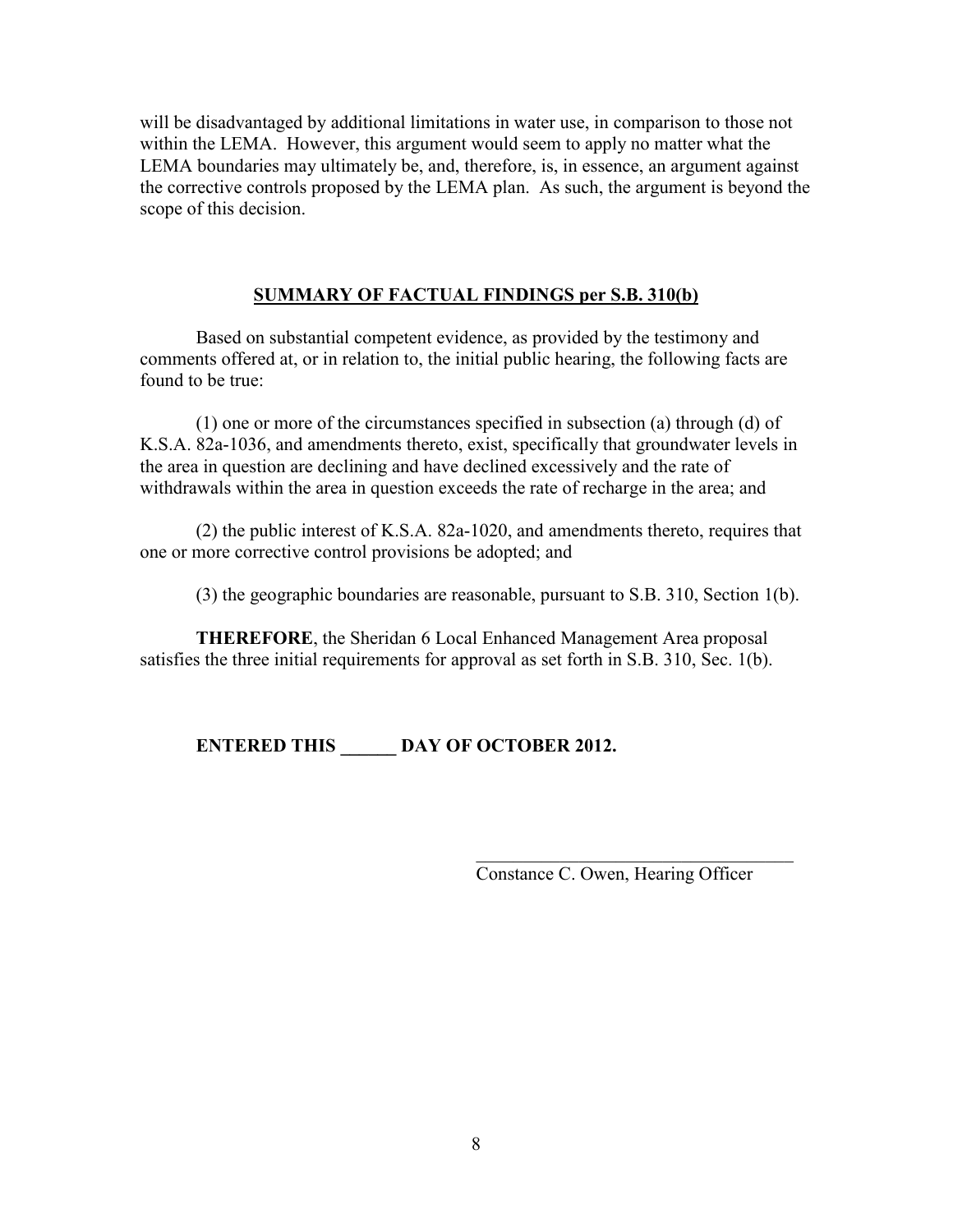will be disadvantaged by additional limitations in water use, in comparison to those not within the LEMA. However, this argument would seem to apply no matter what the LEMA boundaries may ultimately be, and, therefore, is, in essence, an argument against the corrective controls proposed by the LEMA plan. As such, the argument is beyond the scope of this decision.

## SUMMARY OF FACTUAL FINDINGS per S.B. 310(b)

Based on substantial competent evidence, as provided by the testimony and comments offered at, or in relation to, the initial public hearing, the following facts are found to be true:

(1) one or more of the circumstances specified in subsection (a) through (d) of K.S.A. 82a-1036, and amendments thereto, exist, specifically that groundwater levels in the area in question are declining and have declined excessively and the rate of withdrawals within the area in question exceeds the rate of recharge in the area; and

(2) the public interest of K.S.A. 82a-1020, and amendments thereto, requires that one or more corrective control provisions be adopted; and

(3) the geographic boundaries are reasonable, pursuant to S.B. 310, Section 1(b).

**THEREFORE**, the Sheridan 6 Local Enhanced Management Area proposal satisfies the three initial requirements for approval as set forth in S.B. 310, Sec. 1(b).

**ENTERED THIS ______ DAY OF OCTOBER 2012.**

___________________________________

Constance C. Owen, Hearing Officer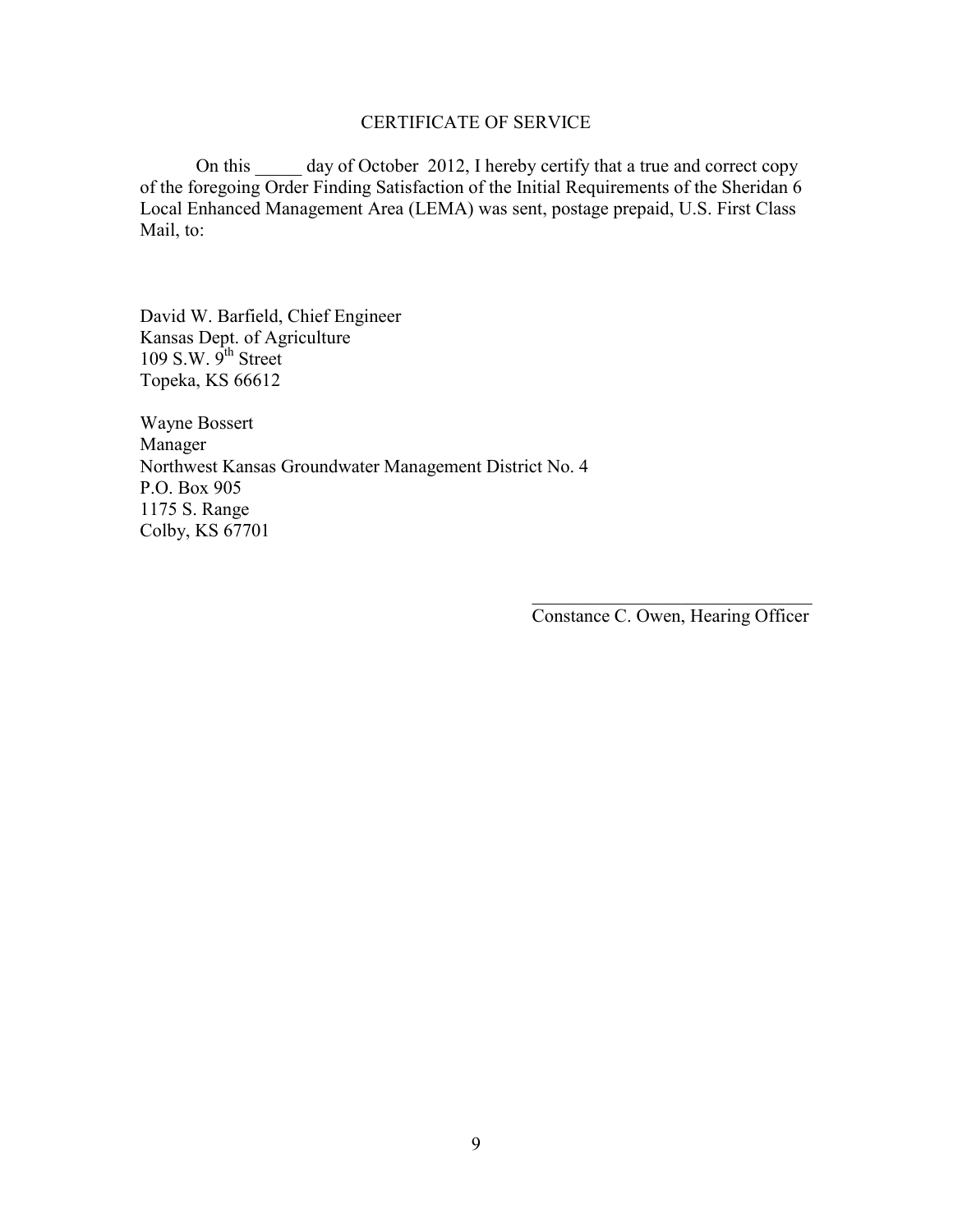## CERTIFICATE OF SERVICE

On this _____ day of October 2012, I hereby certify that a true and correct copy of the foregoing Order Finding Satisfaction of the Initial Requirements of the Sheridan 6 Local Enhanced Management Area (LEMA) was sent, postage prepaid, U.S. First Class Mail, to:

David W. Barfield, Chief Engineer
Kansas Dept. of Agriculture
109 S.W. 9th Street
Topeka, KS 66612

Wayne Bossert
Manager
Northwest Kansas Groundwater Management District No. 4
P.O. Box 905
1175 S. Range
Colby, KS 67701

_______________________________
Constance C. Owen, Hearing Officer